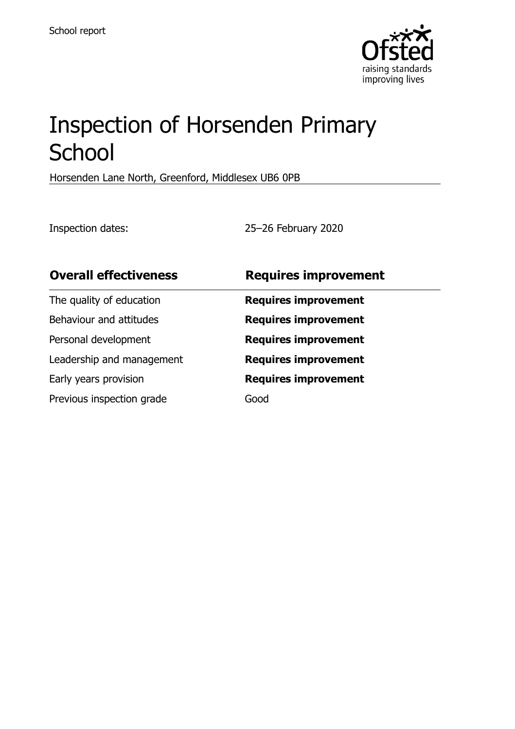School report

# Inspection of Horsenden Primary School

Horsenden Lane North, Greenford, Middlesex UB6 0PB

Inspection dates: 25–26 February 2020

| **Overall effectiveness** | **Requires improvement** |
| --- | --- |
| The quality of education | **Requires improvement** |
| Behaviour and attitudes | **Requires improvement** |
| Personal development | **Requires improvement** |
| Leadership and management | **Requires improvement** |
| Early years provision | **Requires improvement** |
| Previous inspection grade | Good |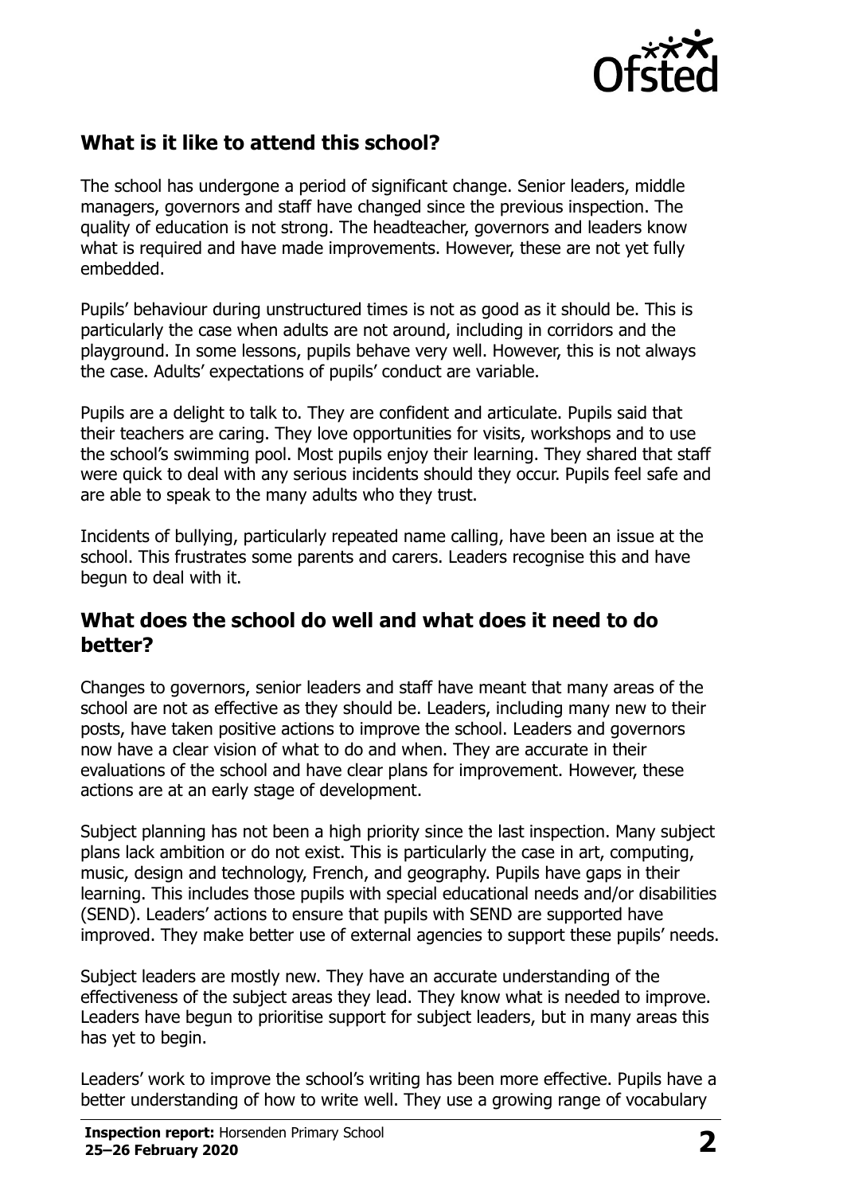## What is it like to attend this school?

The school has undergone a period of significant change. Senior leaders, middle managers, governors and staff have changed since the previous inspection. The quality of education is not strong. The headteacher, governors and leaders know what is required and have made improvements. However, these are not yet fully embedded.

Pupils' behaviour during unstructured times is not as good as it should be. This is particularly the case when adults are not around, including in corridors and the playground. In some lessons, pupils behave very well. However, this is not always the case. Adults' expectations of pupils' conduct are variable.

Pupils are a delight to talk to. They are confident and articulate. Pupils said that their teachers are caring. They love opportunities for visits, workshops and to use the school's swimming pool. Most pupils enjoy their learning. They shared that staff were quick to deal with any serious incidents should they occur. Pupils feel safe and are able to speak to the many adults who they trust.

Incidents of bullying, particularly repeated name calling, have been an issue at the school. This frustrates some parents and carers. Leaders recognise this and have begun to deal with it.

## What does the school do well and what does it need to do better?

Changes to governors, senior leaders and staff have meant that many areas of the school are not as effective as they should be. Leaders, including many new to their posts, have taken positive actions to improve the school. Leaders and governors now have a clear vision of what to do and when. They are accurate in their evaluations of the school and have clear plans for improvement. However, these actions are at an early stage of development.

Subject planning has not been a high priority since the last inspection. Many subject plans lack ambition or do not exist. This is particularly the case in art, computing, music, design and technology, French, and geography. Pupils have gaps in their learning. This includes those pupils with special educational needs and/or disabilities (SEND). Leaders' actions to ensure that pupils with SEND are supported have improved. They make better use of external agencies to support these pupils' needs.

Subject leaders are mostly new. They have an accurate understanding of the effectiveness of the subject areas they lead. They know what is needed to improve. Leaders have begun to prioritise support for subject leaders, but in many areas this has yet to begin.

Leaders' work to improve the school's writing has been more effective. Pupils have a better understanding of how to write well. They use a growing range of vocabulary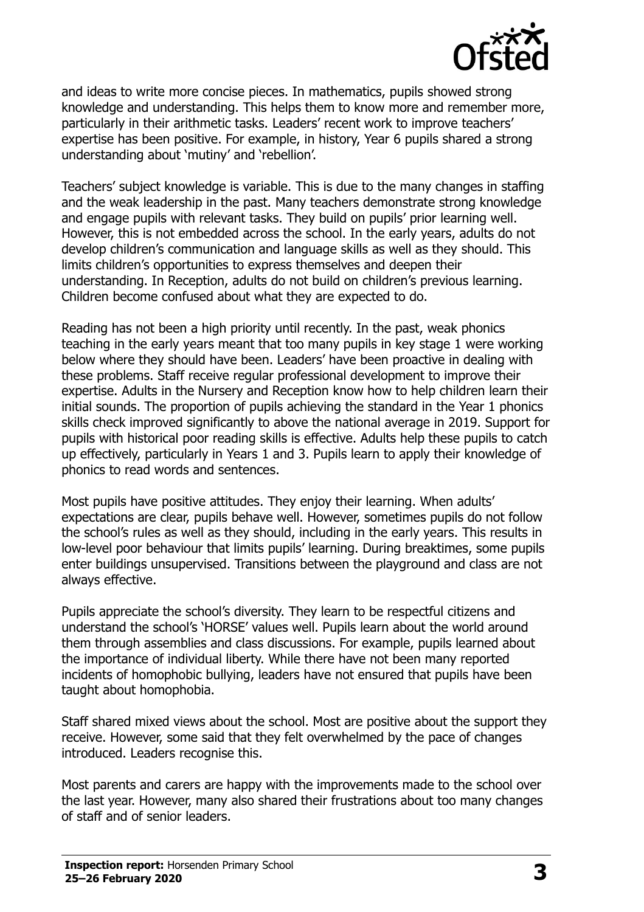and ideas to write more concise pieces. In mathematics, pupils showed strong knowledge and understanding. This helps them to know more and remember more, particularly in their arithmetic tasks. Leaders' recent work to improve teachers' expertise has been positive. For example, in history, Year 6 pupils shared a strong understanding about 'mutiny' and 'rebellion'.

Teachers' subject knowledge is variable. This is due to the many changes in staffing and the weak leadership in the past. Many teachers demonstrate strong knowledge and engage pupils with relevant tasks. They build on pupils' prior learning well. However, this is not embedded across the school. In the early years, adults do not develop children's communication and language skills as well as they should. This limits children's opportunities to express themselves and deepen their understanding. In Reception, adults do not build on children's previous learning. Children become confused about what they are expected to do.

Reading has not been a high priority until recently. In the past, weak phonics teaching in the early years meant that too many pupils in key stage 1 were working below where they should have been. Leaders' have been proactive in dealing with these problems. Staff receive regular professional development to improve their expertise. Adults in the Nursery and Reception know how to help children learn their initial sounds. The proportion of pupils achieving the standard in the Year 1 phonics skills check improved significantly to above the national average in 2019. Support for pupils with historical poor reading skills is effective. Adults help these pupils to catch up effectively, particularly in Years 1 and 3. Pupils learn to apply their knowledge of phonics to read words and sentences.

Most pupils have positive attitudes. They enjoy their learning. When adults' expectations are clear, pupils behave well. However, sometimes pupils do not follow the school's rules as well as they should, including in the early years. This results in low-level poor behaviour that limits pupils' learning. During breaktimes, some pupils enter buildings unsupervised. Transitions between the playground and class are not always effective.

Pupils appreciate the school's diversity. They learn to be respectful citizens and understand the school's 'HORSE' values well. Pupils learn about the world around them through assemblies and class discussions. For example, pupils learned about the importance of individual liberty. While there have not been many reported incidents of homophobic bullying, leaders have not ensured that pupils have been taught about homophobia.

Staff shared mixed views about the school. Most are positive about the support they receive. However, some said that they felt overwhelmed by the pace of changes introduced. Leaders recognise this.

Most parents and carers are happy with the improvements made to the school over the last year. However, many also shared their frustrations about too many changes of staff and of senior leaders.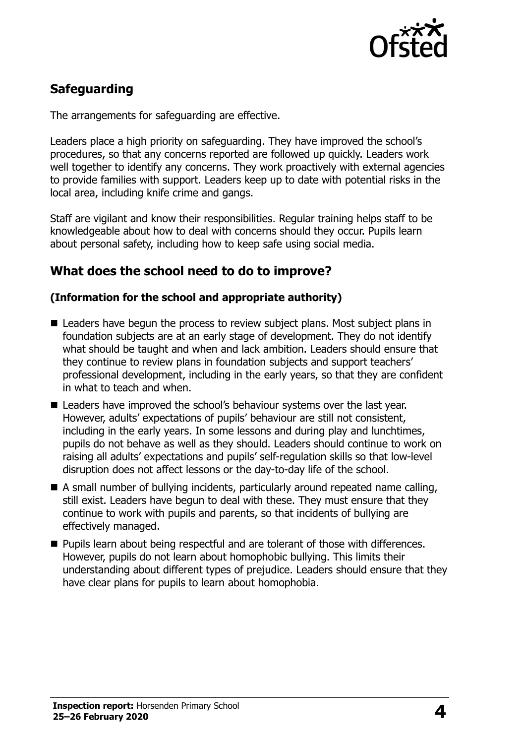## Safeguarding

The arrangements for safeguarding are effective.

Leaders place a high priority on safeguarding. They have improved the school's procedures, so that any concerns reported are followed up quickly. Leaders work well together to identify any concerns. They work proactively with external agencies to provide families with support. Leaders keep up to date with potential risks in the local area, including knife crime and gangs.

Staff are vigilant and know their responsibilities. Regular training helps staff to be knowledgeable about how to deal with concerns should they occur. Pupils learn about personal safety, including how to keep safe using social media.

## What does the school need to do to improve?

**(Information for the school and appropriate authority)**

- Leaders have begun the process to review subject plans. Most subject plans in foundation subjects are at an early stage of development. They do not identify what should be taught and when and lack ambition. Leaders should ensure that they continue to review plans in foundation subjects and support teachers' professional development, including in the early years, so that they are confident in what to teach and when.
- Leaders have improved the school's behaviour systems over the last year. However, adults' expectations of pupils' behaviour are still not consistent, including in the early years. In some lessons and during play and lunchtimes, pupils do not behave as well as they should. Leaders should continue to work on raising all adults' expectations and pupils' self-regulation skills so that low-level disruption does not affect lessons or the day-to-day life of the school.
- A small number of bullying incidents, particularly around repeated name calling, still exist. Leaders have begun to deal with these. They must ensure that they continue to work with pupils and parents, so that incidents of bullying are effectively managed.
- Pupils learn about being respectful and are tolerant of those with differences. However, pupils do not learn about homophobic bullying. This limits their understanding about different types of prejudice. Leaders should ensure that they have clear plans for pupils to learn about homophobia.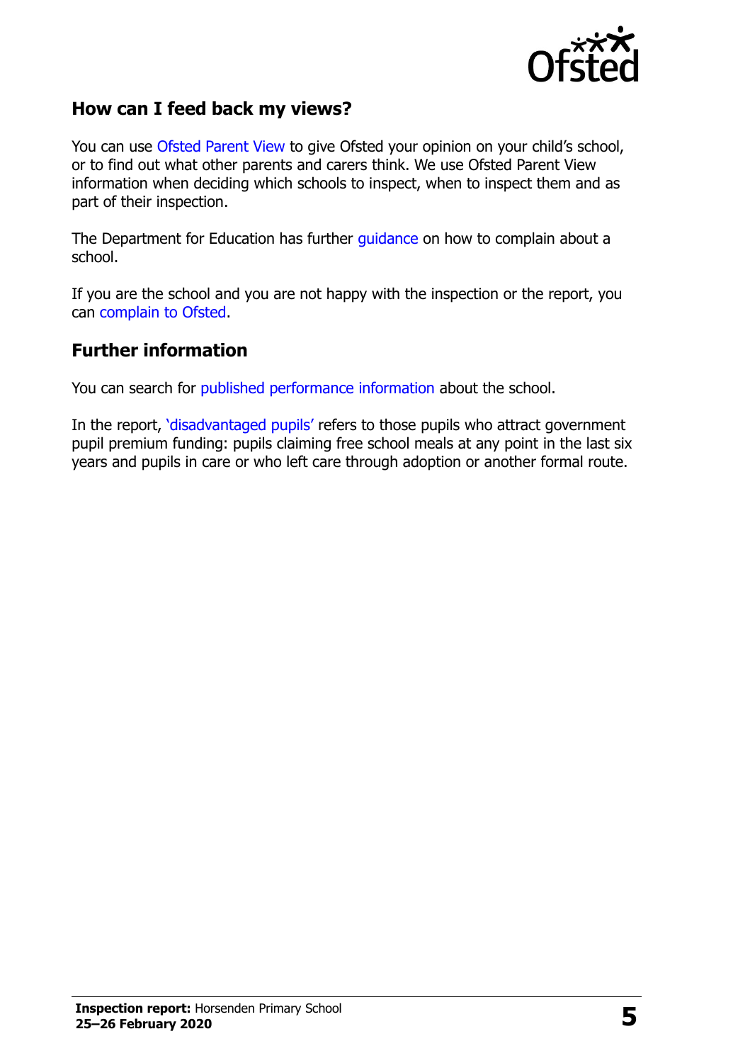## How can I feed back my views?

You can use Ofsted Parent View to give Ofsted your opinion on your child's school, or to find out what other parents and carers think. We use Ofsted Parent View information when deciding which schools to inspect, when to inspect them and as part of their inspection.

The Department for Education has further guidance on how to complain about a school.

If you are the school and you are not happy with the inspection or the report, you can complain to Ofsted.

## Further information

You can search for published performance information about the school.

In the report, 'disadvantaged pupils' refers to those pupils who attract government pupil premium funding: pupils claiming free school meals at any point in the last six years and pupils in care or who left care through adoption or another formal route.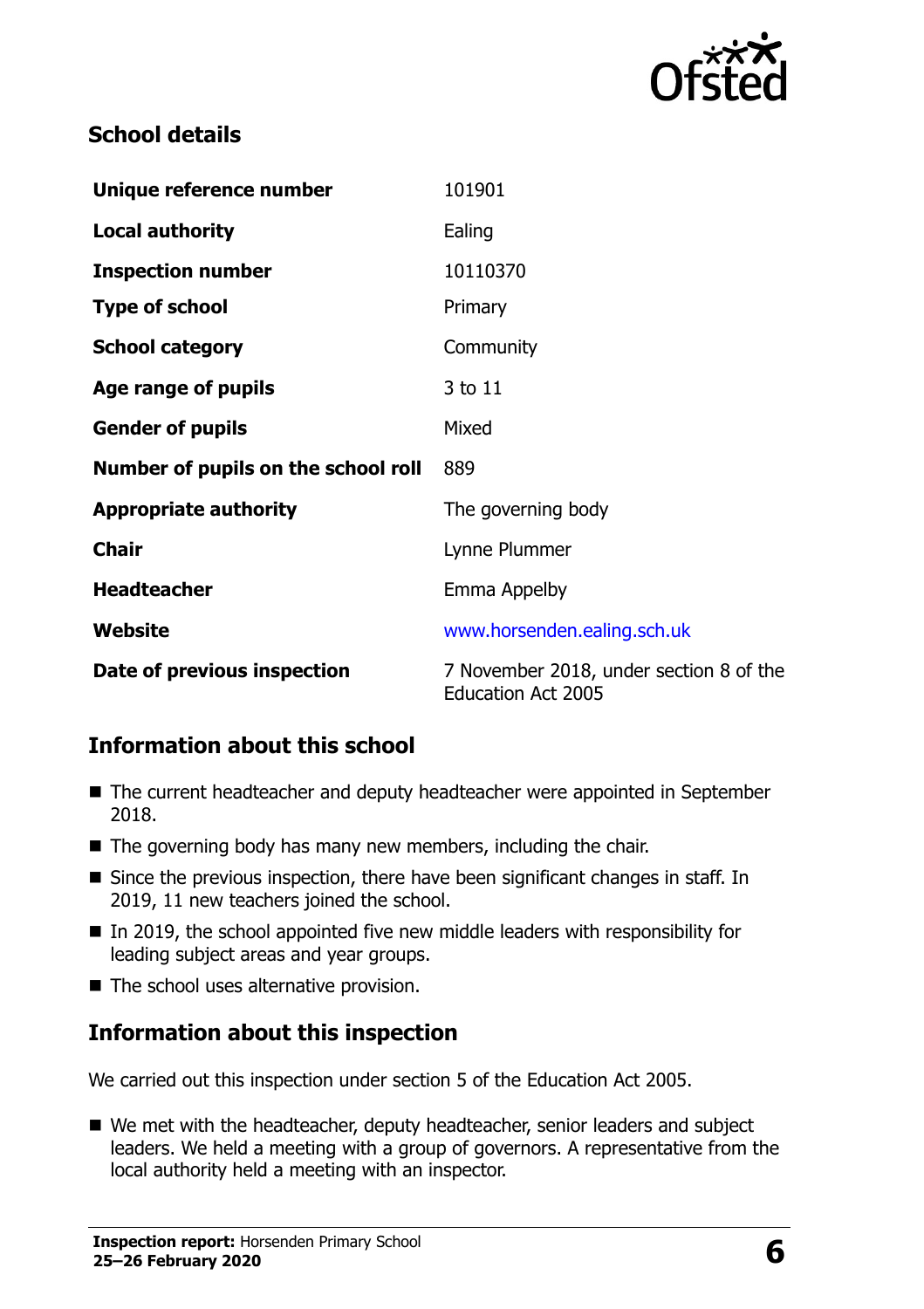## School details

| | |
|---|---|
| **Unique reference number** | 101901 |
| **Local authority** | Ealing |
| **Inspection number** | 10110370 |
| **Type of school** | Primary |
| **School category** | Community |
| **Age range of pupils** | 3 to 11 |
| **Gender of pupils** | Mixed |
| **Number of pupils on the school roll** | 889 |
| **Appropriate authority** | The governing body |
| **Chair** | Lynne Plummer |
| **Headteacher** | Emma Appelby |
| **Website** | www.horsenden.ealing.sch.uk |
| **Date of previous inspection** | 7 November 2018, under section 8 of the Education Act 2005 |

## Information about this school

- The current headteacher and deputy headteacher were appointed in September 2018.
- The governing body has many new members, including the chair.
- Since the previous inspection, there have been significant changes in staff. In 2019, 11 new teachers joined the school.
- In 2019, the school appointed five new middle leaders with responsibility for leading subject areas and year groups.
- The school uses alternative provision.

## Information about this inspection

We carried out this inspection under section 5 of the Education Act 2005.

- We met with the headteacher, deputy headteacher, senior leaders and subject leaders. We held a meeting with a group of governors. A representative from the local authority held a meeting with an inspector.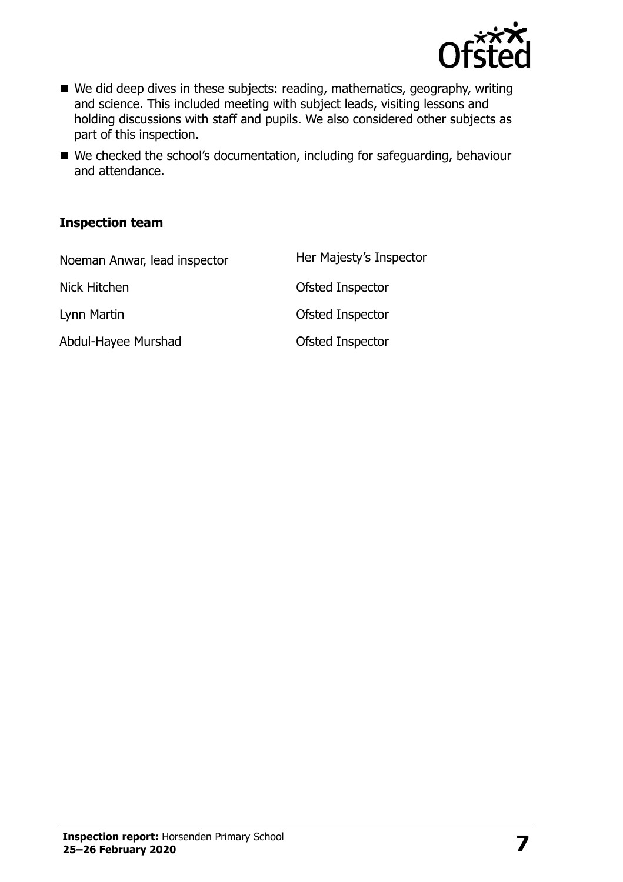- We did deep dives in these subjects: reading, mathematics, geography, writing and science. This included meeting with subject leads, visiting lessons and holding discussions with staff and pupils. We also considered other subjects as part of this inspection.
- We checked the school's documentation, including for safeguarding, behaviour and attendance.

### Inspection team

| | |
|---|---|
| Noeman Anwar, lead inspector | Her Majesty's Inspector |
| Nick Hitchen | Ofsted Inspector |
| Lynn Martin | Ofsted Inspector |
| Abdul-Hayee Murshad | Ofsted Inspector |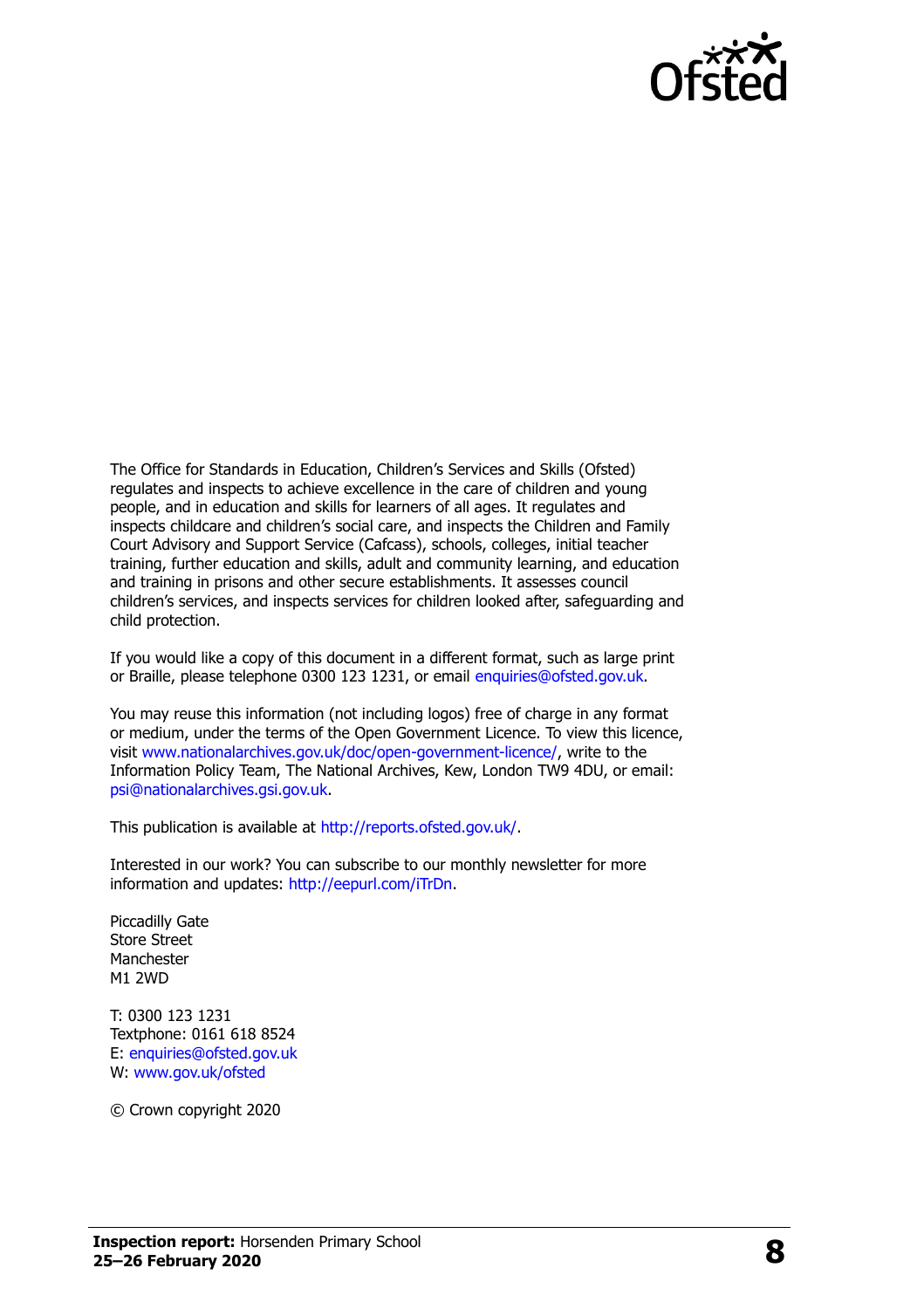The Office for Standards in Education, Children's Services and Skills (Ofsted) regulates and inspects to achieve excellence in the care of children and young people, and in education and skills for learners of all ages. It regulates and inspects childcare and children's social care, and inspects the Children and Family Court Advisory and Support Service (Cafcass), schools, colleges, initial teacher training, further education and skills, adult and community learning, and education and training in prisons and other secure establishments. It assesses council children's services, and inspects services for children looked after, safeguarding and child protection.

If you would like a copy of this document in a different format, such as large print or Braille, please telephone 0300 123 1231, or email enquiries@ofsted.gov.uk.

You may reuse this information (not including logos) free of charge in any format or medium, under the terms of the Open Government Licence. To view this licence, visit www.nationalarchives.gov.uk/doc/open-government-licence/, write to the Information Policy Team, The National Archives, Kew, London TW9 4DU, or email: psi@nationalarchives.gsi.gov.uk.

This publication is available at http://reports.ofsted.gov.uk/.

Interested in our work? You can subscribe to our monthly newsletter for more information and updates: http://eepurl.com/iTrDn.

Piccadilly Gate
Store Street
Manchester
M1 2WD

T: 0300 123 1231
Textphone: 0161 618 8524
E: enquiries@ofsted.gov.uk
W: www.gov.uk/ofsted

© Crown copyright 2020